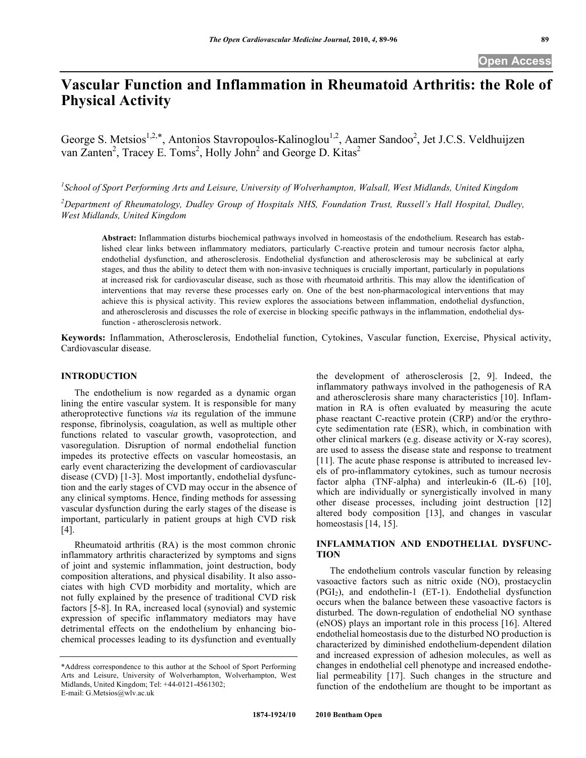Open Access

# Vascular Function and Inflammation in Rheumatoid Arthritis: the Role of Physical Activity

George S. Metsios[1,2,*], Antonios Stavropoulos-Kalinoglou[1,2], Aamer Sandoo[2], Jet J.C.S. Veldhuijzen van Zanten[2], Tracey E. Toms[2], Holly John[2] and George D. Kitas[2]

[1]School of Sport Performing Arts and Leisure, University of Wolverhampton, Walsall, West Midlands, United Kingdom

[2]Department of Rheumatology, Dudley Group of Hospitals NHS, Foundation Trust, Russell's Hall Hospital, Dudley, West Midlands, United Kingdom

**Abstract:** Inflammation disturbs biochemical pathways involved in homeostasis of the endothelium. Research has established clear links between inflammatory mediators, particularly C-reactive protein and tumour necrosis factor alpha, endothelial dysfunction, and atherosclerosis. Endothelial dysfunction and atherosclerosis may be subclinical at early stages, and thus the ability to detect them with non-invasive techniques is crucially important, particularly in populations at increased risk for cardiovascular disease, such as those with rheumatoid arthritis. This may allow the identification of interventions that may reverse these processes early on. One of the best non-pharmacological interventions that may achieve this is physical activity. This review explores the associations between inflammation, endothelial dysfunction, and atherosclerosis and discusses the role of exercise in blocking specific pathways in the inflammation, endothelial dysfunction - atherosclerosis network.

**Keywords:** Inflammation, Atherosclerosis, Endothelial function, Cytokines, Vascular function, Exercise, Physical activity, Cardiovascular disease.

## INTRODUCTION

The endothelium is now regarded as a dynamic organ lining the entire vascular system. It is responsible for many atheroprotective functions *via* its regulation of the immune response, fibrinolysis, coagulation, as well as multiple other functions related to vascular growth, vasoprotection, and vasoregulation. Disruption of normal endothelial function impedes its protective effects on vascular homeostasis, an early event characterizing the development of cardiovascular disease (CVD) [1-3]. Most importantly, endothelial dysfunction and the early stages of CVD may occur in the absence of any clinical symptoms. Hence, finding methods for assessing vascular dysfunction during the early stages of the disease is important, particularly in patient groups at high CVD risk [4].

Rheumatoid arthritis (RA) is the most common chronic inflammatory arthritis characterized by symptoms and signs of joint and systemic inflammation, joint destruction, body composition alterations, and physical disability. It also associates with high CVD morbidity and mortality, which are not fully explained by the presence of traditional CVD risk factors [5-8]. In RA, increased local (synovial) and systemic expression of specific inflammatory mediators may have detrimental effects on the endothelium by enhancing biochemical processes leading to its dysfunction and eventually the development of atherosclerosis [2, 9]. Indeed, the inflammatory pathways involved in the pathogenesis of RA and atherosclerosis share many characteristics [10]. Inflammation in RA is often evaluated by measuring the acute phase reactant C-reactive protein (CRP) and/or the erythrocyte sedimentation rate (ESR), which, in combination with other clinical markers (e.g. disease activity or X-ray scores), are used to assess the disease state and response to treatment [11]. The acute phase response is attributed to increased levels of pro-inflammatory cytokines, such as tumour necrosis factor alpha (TNF-alpha) and interleukin-6 (IL-6) [10], which are individually or synergistically involved in many other disease processes, including joint destruction [12] altered body composition [13], and changes in vascular homeostasis [14, 15].

## INFLAMMATION AND ENDOTHELIAL DYSFUNCTION

The endothelium controls vascular function by releasing vasoactive factors such as nitric oxide (NO), prostacyclin ($PGI_2$), and endothelin-1 (ET-1). Endothelial dysfunction occurs when the balance between these vasoactive factors is disturbed. The down-regulation of endothelial NO synthase (eNOS) plays an important role in this process [16]. Altered endothelial homeostasis due to the disturbed NO production is characterized by diminished endothelium-dependent dilation and increased expression of adhesion molecules, as well as changes in endothelial cell phenotype and increased endothelial permeability [17]. Such changes in the structure and function of the endothelium are thought to be important as

*Address correspondence to this author at the School of Sport Performing Arts and Leisure, University of Wolverhampton, Wolverhampton, West Midlands, United Kingdom; Tel: +44-0121-4561302; E-mail: G.Metsios@wlv.ac.uk

1874-1924/10 2010 Bentham Open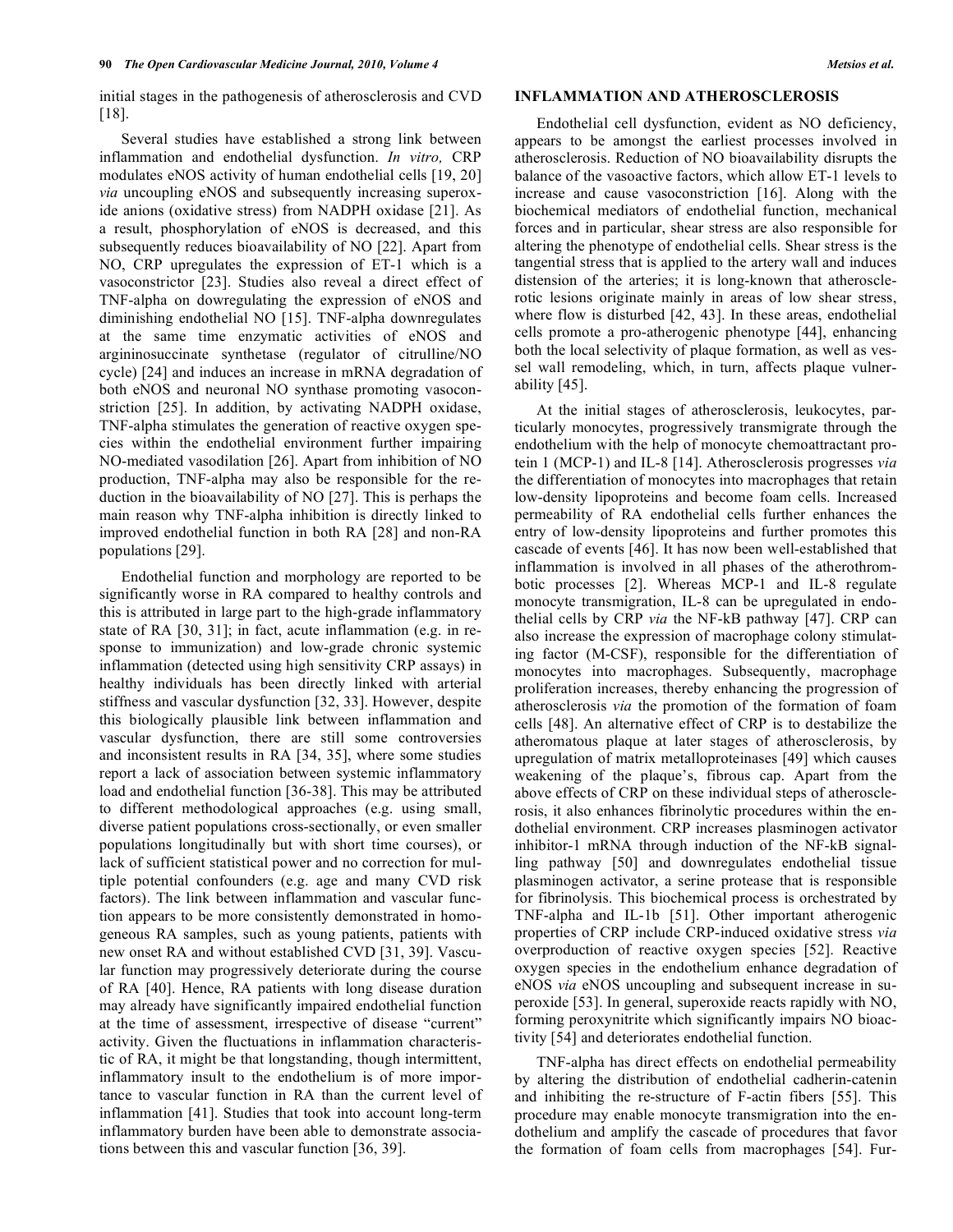initial stages in the pathogenesis of atherosclerosis and CVD [18].

Several studies have established a strong link between inflammation and endothelial dysfunction. *In vitro,* CRP modulates eNOS activity of human endothelial cells [19, 20] *via* uncoupling eNOS and subsequently increasing superoxide anions (oxidative stress) from NADPH oxidase [21]. As a result, phosphorylation of eNOS is decreased, and this subsequently reduces bioavailability of NO [22]. Apart from NO, CRP upregulates the expression of ET-1 which is a vasoconstrictor [23]. Studies also reveal a direct effect of TNF-alpha on dowregulating the expression of eNOS and diminishing endothelial NO [15]. TNF-alpha downregulates at the same time enzymatic activities of eNOS and argininosuccinate synthetase (regulator of citrulline/NO cycle) [24] and induces an increase in mRNA degradation of both eNOS and neuronal NO synthase promoting vasoconstriction [25]. In addition, by activating NADPH oxidase, TNF-alpha stimulates the generation of reactive oxygen species within the endothelial environment further impairing NO-mediated vasodilation [26]. Apart from inhibition of NO production, TNF-alpha may also be responsible for the reduction in the bioavailability of NO [27]. This is perhaps the main reason why TNF-alpha inhibition is directly linked to improved endothelial function in both RA [28] and non-RA populations [29].

Endothelial function and morphology are reported to be significantly worse in RA compared to healthy controls and this is attributed in large part to the high-grade inflammatory state of RA [30, 31]; in fact, acute inflammation (e.g. in response to immunization) and low-grade chronic systemic inflammation (detected using high sensitivity CRP assays) in healthy individuals has been directly linked with arterial stiffness and vascular dysfunction [32, 33]. However, despite this biologically plausible link between inflammation and vascular dysfunction, there are still some controversies and inconsistent results in RA [34, 35], where some studies report a lack of association between systemic inflammatory load and endothelial function [36-38]. This may be attributed to different methodological approaches (e.g. using small, diverse patient populations cross-sectionally, or even smaller populations longitudinally but with short time courses), or lack of sufficient statistical power and no correction for multiple potential confounders (e.g. age and many CVD risk factors). The link between inflammation and vascular function appears to be more consistently demonstrated in homogeneous RA samples, such as young patients, patients with new onset RA and without established CVD [31, 39]. Vascular function may progressively deteriorate during the course of RA [40]. Hence, RA patients with long disease duration may already have significantly impaired endothelial function at the time of assessment, irrespective of disease "current" activity. Given the fluctuations in inflammation characteristic of RA, it might be that longstanding, though intermittent, inflammatory insult to the endothelium is of more importance to vascular function in RA than the current level of inflammation [41]. Studies that took into account long-term inflammatory burden have been able to demonstrate associations between this and vascular function [36, 39].

## INFLAMMATION AND ATHEROSCLEROSIS

Endothelial cell dysfunction, evident as NO deficiency, appears to be amongst the earliest processes involved in atherosclerosis. Reduction of NO bioavailability disrupts the balance of the vasoactive factors, which allow ET-1 levels to increase and cause vasoconstriction [16]. Along with the biochemical mediators of endothelial function, mechanical forces and in particular, shear stress are also responsible for altering the phenotype of endothelial cells. Shear stress is the tangential stress that is applied to the artery wall and induces distension of the arteries; it is long-known that atherosclerotic lesions originate mainly in areas of low shear stress, where flow is disturbed [42, 43]. In these areas, endothelial cells promote a pro-atherogenic phenotype [44], enhancing both the local selectivity of plaque formation, as well as vessel wall remodeling, which, in turn, affects plaque vulnerability [45].

At the initial stages of atherosclerosis, leukocytes, particularly monocytes, progressively transmigrate through the endothelium with the help of monocyte chemoattractant protein 1 (MCP-1) and IL-8 [14]. Atherosclerosis progresses *via* the differentiation of monocytes into macrophages that retain low-density lipoproteins and become foam cells. Increased permeability of RA endothelial cells further enhances the entry of low-density lipoproteins and further promotes this cascade of events [46]. It has now been well-established that inflammation is involved in all phases of the atherothrombotic processes [2]. Whereas MCP-1 and IL-8 regulate monocyte transmigration, IL-8 can be upregulated in endothelial cells by CRP *via* the NF-kB pathway [47]. CRP can also increase the expression of macrophage colony stimulating factor (M-CSF), responsible for the differentiation of monocytes into macrophages. Subsequently, macrophage proliferation increases, thereby enhancing the progression of atherosclerosis *via* the promotion of the formation of foam cells [48]. An alternative effect of CRP is to destabilize the atheromatous plaque at later stages of atherosclerosis, by upregulation of matrix metalloproteinases [49] which causes weakening of the plaque's, fibrous cap. Apart from the above effects of CRP on these individual steps of atherosclerosis, it also enhances fibrinolytic procedures within the endothelial environment. CRP increases plasminogen activator inhibitor-1 mRNA through induction of the NF-kB signalling pathway [50] and downregulates endothelial tissue plasminogen activator, a serine protease that is responsible for fibrinolysis. This biochemical process is orchestrated by TNF-alpha and IL-1b [51]. Other important atherogenic properties of CRP include CRP-induced oxidative stress *via* overproduction of reactive oxygen species [52]. Reactive oxygen species in the endothelium enhance degradation of eNOS *via* eNOS uncoupling and subsequent increase in superoxide [53]. In general, superoxide reacts rapidly with NO, forming peroxynitrite which significantly impairs NO bioactivity [54] and deteriorates endothelial function.

TNF-alpha has direct effects on endothelial permeability by altering the distribution of endothelial cadherin-catenin and inhibiting the re-structure of F-actin fibers [55]. This procedure may enable monocyte transmigration into the endothelium and amplify the cascade of procedures that favor the formation of foam cells from macrophages [54]. Fur-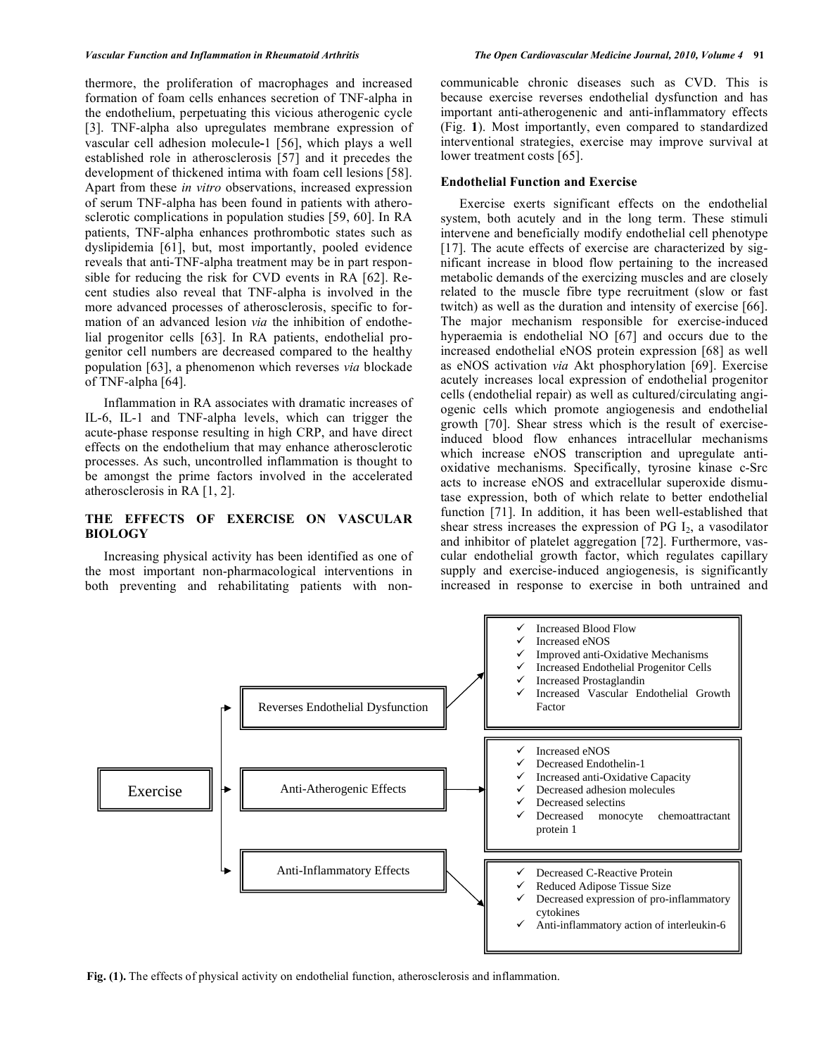thermore, the proliferation of macrophages and increased formation of foam cells enhances secretion of TNF-alpha in the endothelium, perpetuating this vicious atherogenic cycle [3]. TNF-alpha also upregulates membrane expression of vascular cell adhesion molecule-1 [56], which plays a well established role in atherosclerosis [57] and it precedes the development of thickened intima with foam cell lesions [58]. Apart from these *in vitro* observations, increased expression of serum TNF-alpha has been found in patients with atherosclerotic complications in population studies [59, 60]. In RA patients, TNF-alpha enhances prothrombotic states such as dyslipidemia [61], but, most importantly, pooled evidence reveals that anti-TNF-alpha treatment may be in part responsible for reducing the risk for CVD events in RA [62]. Recent studies also reveal that TNF-alpha is involved in the more advanced processes of atherosclerosis, specific to formation of an advanced lesion *via* the inhibition of endothelial progenitor cells [63]. In RA patients, endothelial progenitor cell numbers are decreased compared to the healthy population [63], a phenomenon which reverses *via* blockade of TNF-alpha [64].

Inflammation in RA associates with dramatic increases of IL-6, IL-1 and TNF-alpha levels, which can trigger the acute-phase response resulting in high CRP, and have direct effects on the endothelium that may enhance atherosclerotic processes. As such, uncontrolled inflammation is thought to be amongst the prime factors involved in the accelerated atherosclerosis in RA [1, 2].

## THE EFFECTS OF EXERCISE ON VASCULAR BIOLOGY

Increasing physical activity has been identified as one of the most important non-pharmacological interventions in both preventing and rehabilitating patients with non-communicable chronic diseases such as CVD. This is because exercise reverses endothelial dysfunction and has important anti-atherogenenic and anti-inflammatory effects (Fig. **1**). Most importantly, even compared to standardized interventional strategies, exercise may improve survival at lower treatment costs [65].

### Endothelial Function and Exercise

Exercise exerts significant effects on the endothelial system, both acutely and in the long term. These stimuli intervene and beneficially modify endothelial cell phenotype [17]. The acute effects of exercise are characterized by significant increase in blood flow pertaining to the increased metabolic demands of the exercizing muscles and are closely related to the muscle fibre type recruitment (slow or fast twitch) as well as the duration and intensity of exercise [66]. The major mechanism responsible for exercise-induced hyperaemia is endothelial NO [67] and occurs due to the increased endothelial eNOS protein expression [68] as well as eNOS activation *via* Akt phosphorylation [69]. Exercise acutely increases local expression of endothelial progenitor cells (endothelial repair) as well as cultured/circulating angiogenic cells which promote angiogenesis and endothelial growth [70]. Shear stress which is the result of exercise-induced blood flow enhances intracellular mechanisms which increase eNOS transcription and upregulate anti-oxidative mechanisms. Specifically, tyrosine kinase c-Src acts to increase eNOS and extracellular superoxide dismutase expression, both of which relate to better endothelial function [71]. In addition, it has been well-established that shear stress increases the expression of PG $I_2$, a vasodilator and inhibitor of platelet aggregation [72]. Furthermore, vascular endothelial growth factor, which regulates capillary supply and exercise-induced angiogenesis, is significantly increased in response to exercise in both untrained and

Exercise

- Reverses Endothelial Dysfunction
  - ✓ Increased Blood Flow
  - ✓ Increased eNOS
  - ✓ Improved anti-Oxidative Mechanisms
  - ✓ Increased Endothelial Progenitor Cells
  - ✓ Increased Prostaglandin
  - ✓ Increased Vascular Endothelial Growth Factor
- Anti-Atherogenic Effects
  - ✓ Increased eNOS
  - ✓ Decreased Endothelin-1
  - ✓ Increased anti-Oxidative Capacity
  - ✓ Decreased adhesion molecules
  - ✓ Decreased selectins
  - ✓ Decreased monocyte chemoattractant protein 1
- Anti-Inflammatory Effects
  - ✓ Decreased C-Reactive Protein
  - ✓ Reduced Adipose Tissue Size
  - ✓ Decreased expression of pro-inflammatory cytokines
  - ✓ Anti-inflammatory action of interleukin-6

**Fig. (1).** The effects of physical activity on endothelial function, atherosclerosis and inflammation.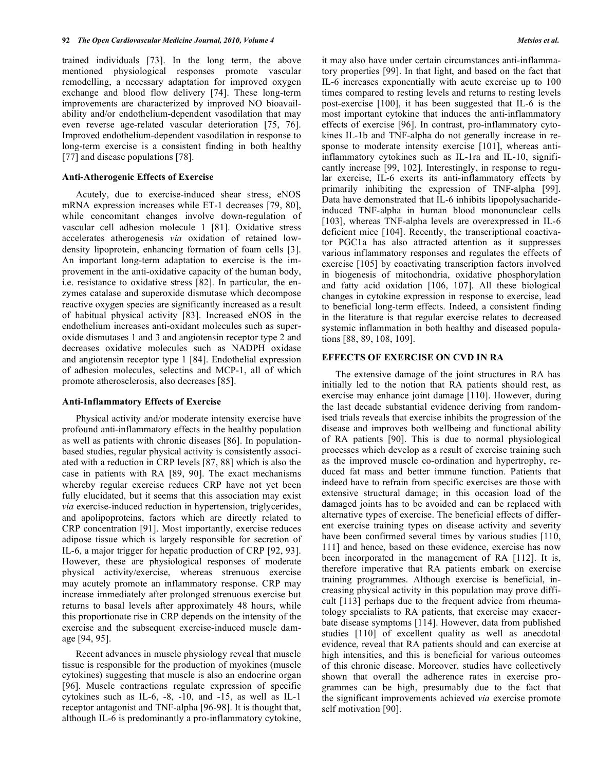trained individuals [73]. In the long term, the above mentioned physiological responses promote vascular remodelling, a necessary adaptation for improved oxygen exchange and blood flow delivery [74]. These long-term improvements are characterized by improved NO bioavailability and/or endothelium-dependent vasodilation that may even reverse age-related vascular deterioration [75, 76]. Improved endothelium-dependent vasodilation in response to long-term exercise is a consistent finding in both healthy [77] and disease populations [78].

### Anti-Atherogenic Effects of Exercise

Acutely, due to exercise-induced shear stress, eNOS mRNA expression increases while ET-1 decreases [79, 80], while concomitant changes involve down-regulation of vascular cell adhesion molecule 1 [81]. Oxidative stress accelerates atherogenesis *via* oxidation of retained low-density lipoprotein, enhancing formation of foam cells [3]. An important long-term adaptation to exercise is the improvement in the anti-oxidative capacity of the human body, i.e. resistance to oxidative stress [82]. In particular, the enzymes catalase and superoxide dismutase which decompose reactive oxygen species are significantly increased as a result of habitual physical activity [83]. Increased eNOS in the endothelium increases anti-oxidant molecules such as superoxide dismutases 1 and 3 and angiotensin receptor type 2 and decreases oxidative molecules such as NADPH oxidase and angiotensin receptor type 1 [84]. Endothelial expression of adhesion molecules, selectins and MCP-1, all of which promote atherosclerosis, also decreases [85].

### Anti-Inflammatory Effects of Exercise

Physical activity and/or moderate intensity exercise have profound anti-inflammatory effects in the healthy population as well as patients with chronic diseases [86]. In population-based studies, regular physical activity is consistently associated with a reduction in CRP levels [87, 88] which is also the case in patients with RA [89, 90]. The exact mechanisms whereby regular exercise reduces CRP have not yet been fully elucidated, but it seems that this association may exist *via* exercise-induced reduction in hypertension, triglycerides, and apolipoproteins, factors which are directly related to CRP concentration [91]. Most importantly, exercise reduces adipose tissue which is largely responsible for secretion of IL-6, a major trigger for hepatic production of CRP [92, 93]. However, these are physiological responses of moderate physical activity/exercise, whereas strenuous exercise may acutely promote an inflammatory response. CRP may increase immediately after prolonged strenuous exercise but returns to basal levels after approximately 48 hours, while this proportionate rise in CRP depends on the intensity of the exercise and the subsequent exercise-induced muscle damage [94, 95].

Recent advances in muscle physiology reveal that muscle tissue is responsible for the production of myokines (muscle cytokines) suggesting that muscle is also an endocrine organ [96]. Muscle contractions regulate expression of specific cytokines such as IL-6, -8, -10, and -15, as well as IL-1 receptor antagonist and TNF-alpha [96-98]. It is thought that, although IL-6 is predominantly a pro-inflammatory cytokine, it may also have under certain circumstances anti-inflammatory properties [99]. In that light, and based on the fact that IL-6 increases exponentially with acute exercise up to 100 times compared to resting levels and returns to resting levels post-exercise [100], it has been suggested that IL-6 is the most important cytokine that induces the anti-inflammatory effects of exercise [96]. In contrast, pro-inflammatory cytokines IL-1b and TNF-alpha do not generally increase in response to moderate intensity exercise [101], whereas anti-inflammatory cytokines such as IL-1ra and IL-10, significantly increase [99, 102]. Interestingly, in response to regular exercise, IL-6 exerts its anti-inflammatory effects by primarily inhibiting the expression of TNF-alpha [99]. Data have demonstrated that IL-6 inhibits lipopolysacharide-induced TNF-alpha in human blood mononunclear cells [103], whereas TNF-alpha levels are overexpressed in IL-6 deficient mice [104]. Recently, the transcriptional coactivator PGC1a has also attracted attention as it suppresses various inflammatory responses and regulates the effects of exercise [105] by coactivating transcription factors involved in biogenesis of mitochondria, oxidative phosphorylation and fatty acid oxidation [106, 107]. All these biological changes in cytokine expression in response to exercise, lead to beneficial long-term effects. Indeed, a consistent finding in the literature is that regular exercise relates to decreased systemic inflammation in both healthy and diseased populations [88, 89, 108, 109].

## EFFECTS OF EXERCISE ON CVD IN RA

The extensive damage of the joint structures in RA has initially led to the notion that RA patients should rest, as exercise may enhance joint damage [110]. However, during the last decade substantial evidence deriving from randomised trials reveals that exercise inhibits the progression of the disease and improves both wellbeing and functional ability of RA patients [90]. This is due to normal physiological processes which develop as a result of exercise training such as the improved muscle co-ordination and hypertrophy, reduced fat mass and better immune function. Patients that indeed have to refrain from specific exercises are those with extensive structural damage; in this occasion load of the damaged joints has to be avoided and can be replaced with alternative types of exercise. The beneficial effects of different exercise training types on disease activity and severity have been confirmed several times by various studies [110, 111] and hence, based on these evidence, exercise has now been incorporated in the management of RA [112]. It is, therefore imperative that RA patients embark on exercise training programmes. Although exercise is beneficial, increasing physical activity in this population may prove difficult [113] perhaps due to the frequent advice from rheumatology specialists to RA patients, that exercise may exacerbate disease symptoms [114]. However, data from published studies [110] of excellent quality as well as anecdotal evidence, reveal that RA patients should and can exercise at high intensities, and this is beneficial for various outcomes of this chronic disease. Moreover, studies have collectively shown that overall the adherence rates in exercise programmes can be high, presumably due to the fact that the significant improvements achieved *via* exercise promote self motivation [90].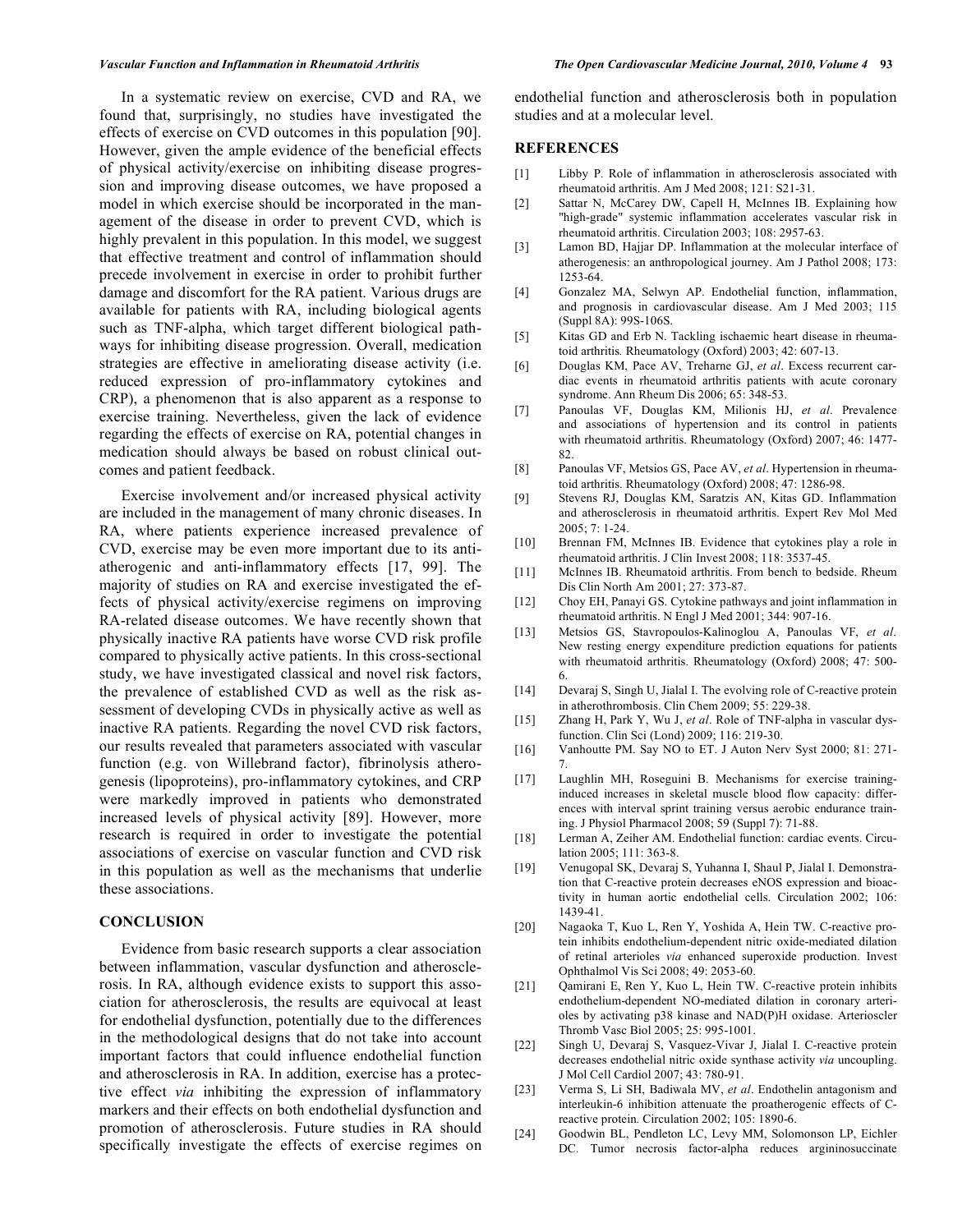In a systematic review on exercise, CVD and RA, we found that, surprisingly, no studies have investigated the effects of exercise on CVD outcomes in this population [90]. However, given the ample evidence of the beneficial effects of physical activity/exercise on inhibiting disease progression and improving disease outcomes, we have proposed a model in which exercise should be incorporated in the management of the disease in order to prevent CVD, which is highly prevalent in this population. In this model, we suggest that effective treatment and control of inflammation should precede involvement in exercise in order to prohibit further damage and discomfort for the RA patient. Various drugs are available for patients with RA, including biological agents such as TNF-alpha, which target different biological pathways for inhibiting disease progression. Overall, medication strategies are effective in ameliorating disease activity (i.e. reduced expression of pro-inflammatory cytokines and CRP), a phenomenon that is also apparent as a response to exercise training. Nevertheless, given the lack of evidence regarding the effects of exercise on RA, potential changes in medication should always be based on robust clinical outcomes and patient feedback.

Exercise involvement and/or increased physical activity are included in the management of many chronic diseases. In RA, where patients experience increased prevalence of CVD, exercise may be even more important due to its anti-atherogenic and anti-inflammatory effects [17, 99]. The majority of studies on RA and exercise investigated the effects of physical activity/exercise regimens on improving RA-related disease outcomes. We have recently shown that physically inactive RA patients have worse CVD risk profile compared to physically active patients. In this cross-sectional study, we have investigated classical and novel risk factors, the prevalence of established CVD as well as the risk assessment of developing CVDs in physically active as well as inactive RA patients. Regarding the novel CVD risk factors, our results revealed that parameters associated with vascular function (e.g. von Willebrand factor), fibrinolysis atherogenesis (lipoproteins), pro-inflammatory cytokines, and CRP were markedly improved in patients who demonstrated increased levels of physical activity [89]. However, more research is required in order to investigate the potential associations of exercise on vascular function and CVD risk in this population as well as the mechanisms that underlie these associations.

## CONCLUSION

Evidence from basic research supports a clear association between inflammation, vascular dysfunction and atherosclerosis. In RA, although evidence exists to support this association for atherosclerosis, the results are equivocal at least for endothelial dysfunction, potentially due to the differences in the methodological designs that do not take into account important factors that could influence endothelial function and atherosclerosis in RA. In addition, exercise has a protective effect *via* inhibiting the expression of inflammatory markers and their effects on both endothelial dysfunction and promotion of atherosclerosis. Future studies in RA should specifically investigate the effects of exercise regimes on endothelial function and atherosclerosis both in population studies and at a molecular level.

## REFERENCES

[1] Libby P. Role of inflammation in atherosclerosis associated with rheumatoid arthritis. Am J Med 2008; 121: S21-31.

[2] Sattar N, McCarey DW, Capell H, McInnes IB. Explaining how "high-grade" systemic inflammation accelerates vascular risk in rheumatoid arthritis. Circulation 2003; 108: 2957-63.

[3] Lamon BD, Hajjar DP. Inflammation at the molecular interface of atherogenesis: an anthropological journey. Am J Pathol 2008; 173: 1253-64.

[4] Gonzalez MA, Selwyn AP. Endothelial function, inflammation, and prognosis in cardiovascular disease. Am J Med 2003; 115 (Suppl 8A): 99S-106S.

[5] Kitas GD and Erb N. Tackling ischaemic heart disease in rheumatoid arthritis. Rheumatology (Oxford) 2003; 42: 607-13.

[6] Douglas KM, Pace AV, Treharne GJ, *et al*. Excess recurrent cardiac events in rheumatoid arthritis patients with acute coronary syndrome. Ann Rheum Dis 2006; 65: 348-53.

[7] Panoulas VF, Douglas KM, Milionis HJ, *et al*. Prevalence and associations of hypertension and its control in patients with rheumatoid arthritis. Rheumatology (Oxford) 2007; 46: 1477-82.

[8] Panoulas VF, Metsios GS, Pace AV, *et al*. Hypertension in rheumatoid arthritis. Rheumatology (Oxford) 2008; 47: 1286-98.

[9] Stevens RJ, Douglas KM, Saratzis AN, Kitas GD. Inflammation and atherosclerosis in rheumatoid arthritis. Expert Rev Mol Med 2005; 7: 1-24.

[10] Brennan FM, McInnes IB. Evidence that cytokines play a role in rheumatoid arthritis. J Clin Invest 2008; 118: 3537-45.

[11] McInnes IB. Rheumatoid arthritis. From bench to bedside. Rheum Dis Clin North Am 2001; 27: 373-87.

[12] Choy EH, Panayi GS. Cytokine pathways and joint inflammation in rheumatoid arthritis. N Engl J Med 2001; 344: 907-16.

[13] Metsios GS, Stavropoulos-Kalinoglou A, Panoulas VF, *et al*. New resting energy expenditure prediction equations for patients with rheumatoid arthritis. Rheumatology (Oxford) 2008; 47: 500-6.

[14] Devaraj S, Singh U, Jialal I. The evolving role of C-reactive protein in atherothrombosis. Clin Chem 2009; 55: 229-38.

[15] Zhang H, Park Y, Wu J, *et al*. Role of TNF-alpha in vascular dysfunction. Clin Sci (Lond) 2009; 116: 219-30.

[16] Vanhoutte PM. Say NO to ET. J Auton Nerv Syst 2000; 81: 271-7.

[17] Laughlin MH, Roseguini B. Mechanisms for exercise training-induced increases in skeletal muscle blood flow capacity: differences with interval sprint training versus aerobic endurance training. J Physiol Pharmacol 2008; 59 (Suppl 7): 71-88.

[18] Lerman A, Zeiher AM. Endothelial function: cardiac events. Circulation 2005; 111: 363-8.

[19] Venugopal SK, Devaraj S, Yuhanna I, Shaul P, Jialal I. Demonstration that C-reactive protein decreases eNOS expression and bioactivity in human aortic endothelial cells. Circulation 2002; 106: 1439-41.

[20] Nagaoka T, Kuo L, Ren Y, Yoshida A, Hein TW. C-reactive protein inhibits endothelium-dependent nitric oxide-mediated dilation of retinal arterioles *via* enhanced superoxide production. Invest Ophthalmol Vis Sci 2008; 49: 2053-60.

[21] Qamirani E, Ren Y, Kuo L, Hein TW. C-reactive protein inhibits endothelium-dependent NO-mediated dilation in coronary arterioles by activating p38 kinase and NAD(P)H oxidase. Arterioscler Thromb Vasc Biol 2005; 25: 995-1001.

[22] Singh U, Devaraj S, Vasquez-Vivar J, Jialal I. C-reactive protein decreases endothelial nitric oxide synthase activity *via* uncoupling. J Mol Cell Cardiol 2007; 43: 780-91.

[23] Verma S, Li SH, Badiwala MV, *et al*. Endothelin antagonism and interleukin-6 inhibition attenuate the proatherogenic effects of C-reactive protein. Circulation 2002; 105: 1890-6.

[24] Goodwin BL, Pendleton LC, Levy MM, Solomonson LP, Eichler DC. Tumor necrosis factor-alpha reduces argininosuccinate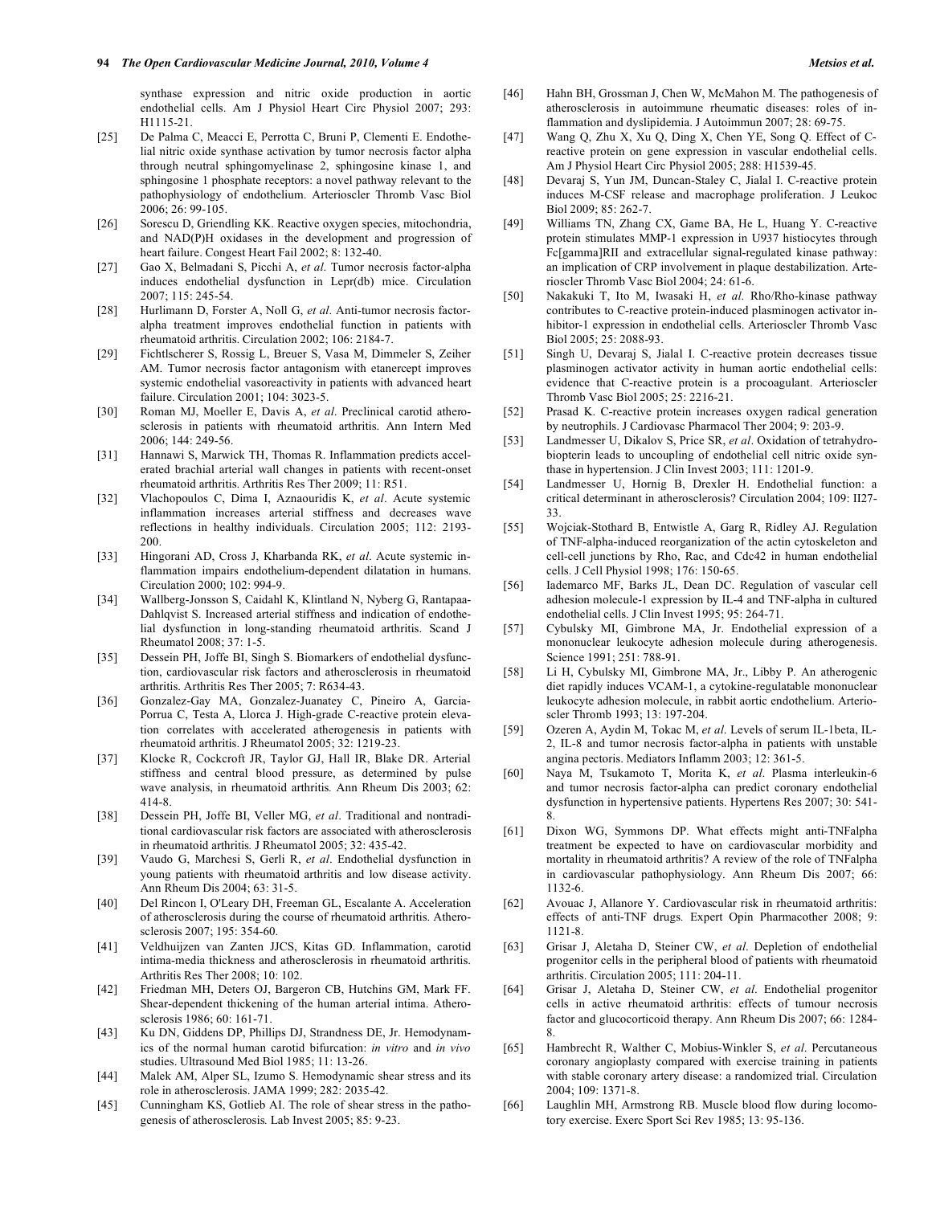synthase expression and nitric oxide production in aortic endothelial cells. Am J Physiol Heart Circ Physiol 2007; 293: H1115-21.

[25] De Palma C, Meacci E, Perrotta C, Bruni P, Clementi E. Endothelial nitric oxide synthase activation by tumor necrosis factor alpha through neutral sphingomyelinase 2, sphingosine kinase 1, and sphingosine 1 phosphate receptors: a novel pathway relevant to the pathophysiology of endothelium. Arterioscler Thromb Vasc Biol 2006; 26: 99-105.

[26] Sorescu D, Griendling KK. Reactive oxygen species, mitochondria, and NAD(P)H oxidases in the development and progression of heart failure. Congest Heart Fail 2002; 8: 132-40.

[27] Gao X, Belmadani S, Picchi A, *et al*. Tumor necrosis factor-alpha induces endothelial dysfunction in Lepr(db) mice. Circulation 2007; 115: 245-54.

[28] Hurlimann D, Forster A, Noll G, *et al*. Anti-tumor necrosis factor-alpha treatment improves endothelial function in patients with rheumatoid arthritis. Circulation 2002; 106: 2184-7.

[29] Fichtlscherer S, Rossig L, Breuer S, Vasa M, Dimmeler S, Zeiher AM. Tumor necrosis factor antagonism with etanercept improves systemic endothelial vasoreactivity in patients with advanced heart failure. Circulation 2001; 104: 3023-5.

[30] Roman MJ, Moeller E, Davis A, *et al*. Preclinical carotid atherosclerosis in patients with rheumatoid arthritis. Ann Intern Med 2006; 144: 249-56.

[31] Hannawi S, Marwick TH, Thomas R. Inflammation predicts accelerated brachial arterial wall changes in patients with recent-onset rheumatoid arthritis. Arthritis Res Ther 2009; 11: R51.

[32] Vlachopoulos C, Dima I, Aznaouridis K, *et al*. Acute systemic inflammation increases arterial stiffness and decreases wave reflections in healthy individuals. Circulation 2005; 112: 2193-200.

[33] Hingorani AD, Cross J, Kharbanda RK, *et al*. Acute systemic inflammation impairs endothelium-dependent dilatation in humans. Circulation 2000; 102: 994-9.

[34] Wallberg-Jonsson S, Caidahl K, Klintland N, Nyberg G, Rantapaa-Dahlqvist S. Increased arterial stiffness and indication of endothelial dysfunction in long-standing rheumatoid arthritis. Scand J Rheumatol 2008; 37: 1-5.

[35] Dessein PH, Joffe BI, Singh S. Biomarkers of endothelial dysfunction, cardiovascular risk factors and atherosclerosis in rheumatoid arthritis. Arthritis Res Ther 2005; 7: R634-43.

[36] Gonzalez-Gay MA, Gonzalez-Juanatey C, Pineiro A, Garcia-Porrua C, Testa A, Llorca J. High-grade C-reactive protein elevation correlates with accelerated atherogenesis in patients with rheumatoid arthritis. J Rheumatol 2005; 32: 1219-23.

[37] Klocke R, Cockcroft JR, Taylor GJ, Hall IR, Blake DR. Arterial stiffness and central blood pressure, as determined by pulse wave analysis, in rheumatoid arthritis*.* Ann Rheum Dis 2003; 62: 414-8.

[38] Dessein PH, Joffe BI, Veller MG, *et al*. Traditional and nontraditional cardiovascular risk factors are associated with atherosclerosis in rheumatoid arthritis. J Rheumatol 2005; 32: 435-42.

[39] Vaudo G, Marchesi S, Gerli R, *et al*. Endothelial dysfunction in young patients with rheumatoid arthritis and low disease activity. Ann Rheum Dis 2004; 63: 31-5.

[40] Del Rincon I, O'Leary DH, Freeman GL, Escalante A. Acceleration of atherosclerosis during the course of rheumatoid arthritis. Atherosclerosis 2007; 195: 354-60.

[41] Veldhuijzen van Zanten JJCS, Kitas GD. Inflammation, carotid intima-media thickness and atherosclerosis in rheumatoid arthritis. Arthritis Res Ther 2008; 10: 102.

[42] Friedman MH, Deters OJ, Bargeron CB, Hutchins GM, Mark FF. Shear-dependent thickening of the human arterial intima. Atherosclerosis 1986; 60: 161-71.

[43] Ku DN, Giddens DP, Phillips DJ, Strandness DE, Jr. Hemodynamics of the normal human carotid bifurcation: *in vitro* and *in vivo* studies. Ultrasound Med Biol 1985; 11: 13-26.

[44] Malek AM, Alper SL, Izumo S. Hemodynamic shear stress and its role in atherosclerosis. JAMA 1999; 282: 2035-42.

[45] Cunningham KS, Gotlieb AI. The role of shear stress in the pathogenesis of atherosclerosis*.* Lab Invest 2005; 85: 9-23.

[46] Hahn BH, Grossman J, Chen W, McMahon M. The pathogenesis of atherosclerosis in autoimmune rheumatic diseases: roles of inflammation and dyslipidemia. J Autoimmun 2007; 28: 69-75.

[47] Wang Q, Zhu X, Xu Q, Ding X, Chen YE, Song Q. Effect of C-reactive protein on gene expression in vascular endothelial cells. Am J Physiol Heart Circ Physiol 2005; 288: H1539-45.

[48] Devaraj S, Yun JM, Duncan-Staley C, Jialal I. C-reactive protein induces M-CSF release and macrophage proliferation. J Leukoc Biol 2009; 85: 262-7.

[49] Williams TN, Zhang CX, Game BA, He L, Huang Y. C-reactive protein stimulates MMP-1 expression in U937 histiocytes through Fc[gamma]RII and extracellular signal-regulated kinase pathway: an implication of CRP involvement in plaque destabilization. Arterioscler Thromb Vasc Biol 2004; 24: 61-6.

[50] Nakakuki T, Ito M, Iwasaki H, *et al.* Rho/Rho-kinase pathway contributes to C-reactive protein-induced plasminogen activator inhibitor-1 expression in endothelial cells. Arterioscler Thromb Vasc Biol 2005; 25: 2088-93.

[51] Singh U, Devaraj S, Jialal I. C-reactive protein decreases tissue plasminogen activator activity in human aortic endothelial cells: evidence that C-reactive protein is a procoagulant. Arterioscler Thromb Vasc Biol 2005; 25: 2216-21.

[52] Prasad K. C-reactive protein increases oxygen radical generation by neutrophils. J Cardiovasc Pharmacol Ther 2004; 9: 203-9.

[53] Landmesser U, Dikalov S, Price SR, *et al*. Oxidation of tetrahydrobiopterin leads to uncoupling of endothelial cell nitric oxide synthase in hypertension. J Clin Invest 2003; 111: 1201-9.

[54] Landmesser U, Hornig B, Drexler H. Endothelial function: a critical determinant in atherosclerosis? Circulation 2004; 109: II27-33.

[55] Wojciak-Stothard B, Entwistle A, Garg R, Ridley AJ. Regulation of TNF-alpha-induced reorganization of the actin cytoskeleton and cell-cell junctions by Rho, Rac, and Cdc42 in human endothelial cells. J Cell Physiol 1998; 176: 150-65.

[56] Iademarco MF, Barks JL, Dean DC. Regulation of vascular cell adhesion molecule-1 expression by IL-4 and TNF-alpha in cultured endothelial cells. J Clin Invest 1995; 95: 264-71.

[57] Cybulsky MI, Gimbrone MA, Jr. Endothelial expression of a mononuclear leukocyte adhesion molecule during atherogenesis. Science 1991; 251: 788-91.

[58] Li H, Cybulsky MI, Gimbrone MA, Jr., Libby P. An atherogenic diet rapidly induces VCAM-1, a cytokine-regulatable mononuclear leukocyte adhesion molecule, in rabbit aortic endothelium. Arterioscler Thromb 1993; 13: 197-204.

[59] Ozeren A, Aydin M, Tokac M, *et al*. Levels of serum IL-1beta, IL-2, IL-8 and tumor necrosis factor-alpha in patients with unstable angina pectoris. Mediators Inflamm 2003; 12: 361-5.

[60] Naya M, Tsukamoto T, Morita K, *et al.* Plasma interleukin-6 and tumor necrosis factor-alpha can predict coronary endothelial dysfunction in hypertensive patients. Hypertens Res 2007; 30: 541-8.

[61] Dixon WG, Symmons DP. What effects might anti-TNFalpha treatment be expected to have on cardiovascular morbidity and mortality in rheumatoid arthritis? A review of the role of TNFalpha in cardiovascular pathophysiology. Ann Rheum Dis 2007; 66: 1132-6.

[62] Avouac J, Allanore Y. Cardiovascular risk in rheumatoid arthritis: effects of anti-TNF drugs*.* Expert Opin Pharmacother 2008; 9: 1121-8.

[63] Grisar J, Aletaha D, Steiner CW, *et al.* Depletion of endothelial progenitor cells in the peripheral blood of patients with rheumatoid arthritis. Circulation 2005; 111: 204-11.

[64] Grisar J, Aletaha D, Steiner CW, *et al.* Endothelial progenitor cells in active rheumatoid arthritis: effects of tumour necrosis factor and glucocorticoid therapy. Ann Rheum Dis 2007; 66: 1284-8.

[65] Hambrecht R, Walther C, Mobius-Winkler S, *et al*. Percutaneous coronary angioplasty compared with exercise training in patients with stable coronary artery disease: a randomized trial. Circulation 2004; 109: 1371-8.

[66] Laughlin MH, Armstrong RB. Muscle blood flow during locomotory exercise. Exerc Sport Sci Rev 1985; 13: 95-136.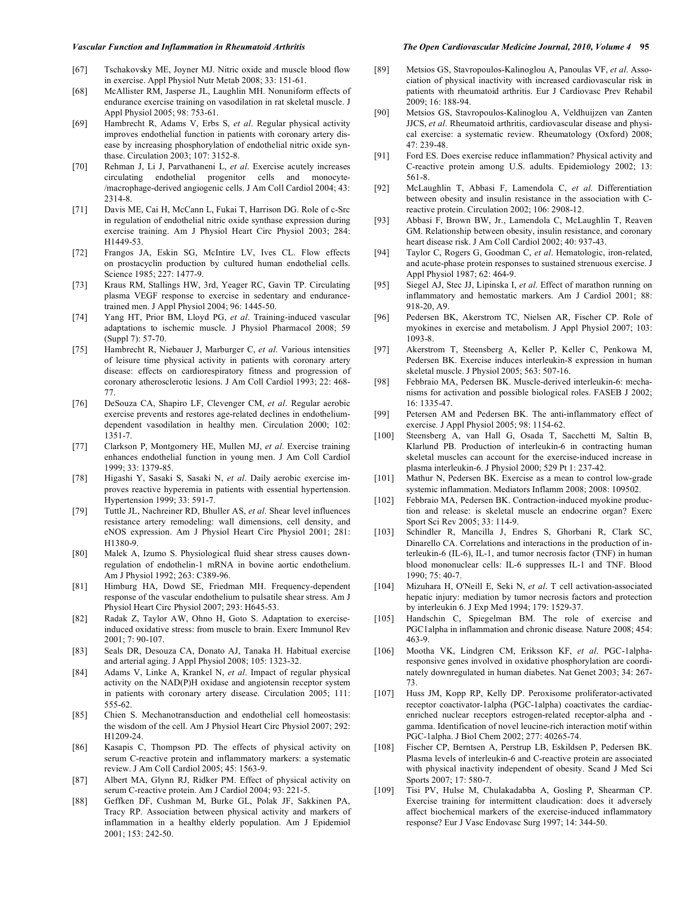[67] Tschakovsky ME, Joyner MJ. Nitric oxide and muscle blood flow in exercise. Appl Physiol Nutr Metab 2008; 33: 151-61.

[68] McAllister RM, Jasperse JL, Laughlin MH. Nonuniform effects of endurance exercise training on vasodilation in rat skeletal muscle. J Appl Physiol 2005; 98: 753-61.

[69] Hambrecht R, Adams V, Erbs S, *et al*. Regular physical activity improves endothelial function in patients with coronary artery disease by increasing phosphorylation of endothelial nitric oxide synthase. Circulation 2003; 107: 3152-8.

[70] Rehman J, Li J, Parvathaneni L, *et al*. Exercise acutely increases circulating endothelial progenitor cells and monocyte-/macrophage-derived angiogenic cells. J Am Coll Cardiol 2004; 43: 2314-8.

[71] Davis ME, Cai H, McCann L, Fukai T, Harrison DG. Role of c-Src in regulation of endothelial nitric oxide synthase expression during exercise training. Am J Physiol Heart Circ Physiol 2003; 284: H1449-53.

[72] Frangos JA, Eskin SG, McIntire LV, Ives CL. Flow effects on prostacyclin production by cultured human endothelial cells. Science 1985; 227: 1477-9.

[73] Kraus RM, Stallings HW, 3rd, Yeager RC, Gavin TP. Circulating plasma VEGF response to exercise in sedentary and endurance-trained men. J Appl Physiol 2004; 96: 1445-50.

[74] Yang HT, Prior BM, Lloyd PG, *et al*. Training-induced vascular adaptations to ischemic muscle. J Physiol Pharmacol 2008; 59 (Suppl 7): 57-70.

[75] Hambrecht R, Niebauer J, Marburger C, *et al*. Various intensities of leisure time physical activity in patients with coronary artery disease: effects on cardiorespiratory fitness and progression of coronary atherosclerotic lesions. J Am Coll Cardiol 1993; 22: 468-77.

[76] DeSouza CA, Shapiro LF, Clevenger CM, *et al*. Regular aerobic exercise prevents and restores age-related declines in endothelium-dependent vasodilation in healthy men. Circulation 2000; 102: 1351-7.

[77] Clarkson P, Montgomery HE, Mullen MJ, *et al*. Exercise training enhances endothelial function in young men. J Am Coll Cardiol 1999; 33: 1379-85.

[78] Higashi Y, Sasaki S, Sasaki N, *et al*. Daily aerobic exercise improves reactive hyperemia in patients with essential hypertension. Hypertension 1999; 33: 591-7.

[79] Tuttle JL, Nachreiner RD, Bhuller AS, *et al*. Shear level influences resistance artery remodeling: wall dimensions, cell density, and eNOS expression. Am J Physiol Heart Circ Physiol 2001; 281: H1380-9.

[80] Malek A, Izumo S. Physiological fluid shear stress causes downregulation of endothelin-1 mRNA in bovine aortic endothelium. Am J Physiol 1992; 263: C389-96.

[81] Himburg HA, Dowd SE, Friedman MH. Frequency-dependent response of the vascular endothelium to pulsatile shear stress. Am J Physiol Heart Circ Physiol 2007; 293: H645-53.

[82] Radak Z, Taylor AW, Ohno H, Goto S. Adaptation to exercise-induced oxidative stress: from muscle to brain. Exerc Immunol Rev 2001; 7: 90-107.

[83] Seals DR, Desouza CA, Donato AJ, Tanaka H. Habitual exercise and arterial aging. J Appl Physiol 2008; 105: 1323-32.

[84] Adams V, Linke A, Krankel N, *et al*. Impact of regular physical activity on the NAD(P)H oxidase and angiotensin receptor system in patients with coronary artery disease. Circulation 2005; 111: 555-62.

[85] Chien S. Mechanotransduction and endothelial cell homeostasis: the wisdom of the cell. Am J Physiol Heart Circ Physiol 2007; 292: H1209-24.

[86] Kasapis C, Thompson PD. The effects of physical activity on serum C-reactive protein and inflammatory markers: a systematic review. J Am Coll Cardiol 2005; 45: 1563-9.

[87] Albert MA, Glynn RJ, Ridker PM. Effect of physical activity on serum C-reactive protein. Am J Cardiol 2004; 93: 221-5.

[88] Geffken DF, Cushman M, Burke GL, Polak JF, Sakkinen PA, Tracy RP. Association between physical activity and markers of inflammation in a healthy elderly population. Am J Epidemiol 2001; 153: 242-50.

[89] Metsios GS, Stavropoulos-Kalinoglou A, Panoulas VF, *et al*. Association of physical inactivity with increased cardiovascular risk in patients with rheumatoid arthritis. Eur J Cardiovasc Prev Rehabil 2009; 16: 188-94.

[90] Metsios GS, Stavropoulos-Kalinoglou A, Veldhuijzen van Zanten JJCS, *et al*. Rheumatoid arthritis, cardiovascular disease and physical exercise: a systematic review. Rheumatology (Oxford) 2008; 47: 239-48.

[91] Ford ES. Does exercise reduce inflammation? Physical activity and C-reactive protein among U.S. adults. Epidemiology 2002; 13: 561-8.

[92] McLaughlin T, Abbasi F, Lamendola C, *et al*. Differentiation between obesity and insulin resistance in the association with C-reactive protein. Circulation 2002; 106: 2908-12.

[93] Abbasi F, Brown BW, Jr., Lamendola C, McLaughlin T, Reaven GM. Relationship between obesity, insulin resistance, and coronary heart disease risk. J Am Coll Cardiol 2002; 40: 937-43.

[94] Taylor C, Rogers G, Goodman C, *et al*. Hematologic, iron-related, and acute-phase protein responses to sustained strenuous exercise. J Appl Physiol 1987; 62: 464-9.

[95] Siegel AJ, Stec JJ, Lipinska I, *et al*. Effect of marathon running on inflammatory and hemostatic markers. Am J Cardiol 2001; 88: 918-20, A9.

[96] Pedersen BK, Akerstrom TC, Nielsen AR, Fischer CP. Role of myokines in exercise and metabolism. J Appl Physiol 2007; 103: 1093-8.

[97] Akerstrom T, Steensberg A, Keller P, Keller C, Penkowa M, Pedersen BK. Exercise induces interleukin-8 expression in human skeletal muscle. J Physiol 2005; 563: 507-16.

[98] Febbraio MA, Pedersen BK. Muscle-derived interleukin-6: mechanisms for activation and possible biological roles. FASEB J 2002; 16: 1335-47.

[99] Petersen AM and Pedersen BK. The anti-inflammatory effect of exercise. J Appl Physiol 2005; 98: 1154-62.

[100] Steensberg A, van Hall G, Osada T, Sacchetti M, Saltin B, Klarlund PB. Production of interleukin-6 in contracting human skeletal muscles can account for the exercise-induced increase in plasma interleukin-6. J Physiol 2000; 529 Pt 1: 237-42.

[101] Mathur N, Pedersen BK. Exercise as a mean to control low-grade systemic inflammation. Mediators Inflamm 2008; 2008: 109502.

[102] Febbraio MA, Pedersen BK. Contraction-induced myokine production and release: is skeletal muscle an endocrine organ? Exerc Sport Sci Rev 2005; 33: 114-9.

[103] Schindler R, Mancilla J, Endres S, Ghorbani R, Clark SC, Dinarello CA. Correlations and interactions in the production of interleukin-6 (IL-6), IL-1, and tumor necrosis factor (TNF) in human blood mononuclear cells: IL-6 suppresses IL-1 and TNF. Blood 1990; 75: 40-7.

[104] Mizuhara H, O'Neill E, Seki N, *et al*. T cell activation-associated hepatic injury: mediation by tumor necrosis factors and protection by interleukin 6. J Exp Med 1994; 179: 1529-37.

[105] Handschin C, Spiegelman BM. The role of exercise and PGC1alpha in inflammation and chronic disease. Nature 2008; 454: 463-9.

[106] Mootha VK, Lindgren CM, Eriksson KF, *et al*. PGC-1alpha-responsive genes involved in oxidative phosphorylation are coordinately downregulated in human diabetes. Nat Genet 2003; 34: 267-73.

[107] Huss JM, Kopp RP, Kelly DP. Peroxisome proliferator-activated receptor coactivator-1alpha (PGC-1alpha) coactivates the cardiac-enriched nuclear receptors estrogen-related receptor-alpha and -gamma. Identification of novel leucine-rich interaction motif within PGC-1alpha. J Biol Chem 2002; 277: 40265-74.

[108] Fischer CP, Berntsen A, Perstrup LB, Eskildsen P, Pedersen BK. Plasma levels of interleukin-6 and C-reactive protein are associated with physical inactivity independent of obesity. Scand J Med Sci Sports 2007; 17: 580-7.

[109] Tisi PV, Hulse M, Chulakadabba A, Gosling P, Shearman CP. Exercise training for intermittent claudication: does it adversely affect biochemical markers of the exercise-induced inflammatory response? Eur J Vasc Endovasc Surg 1997; 14: 344-50.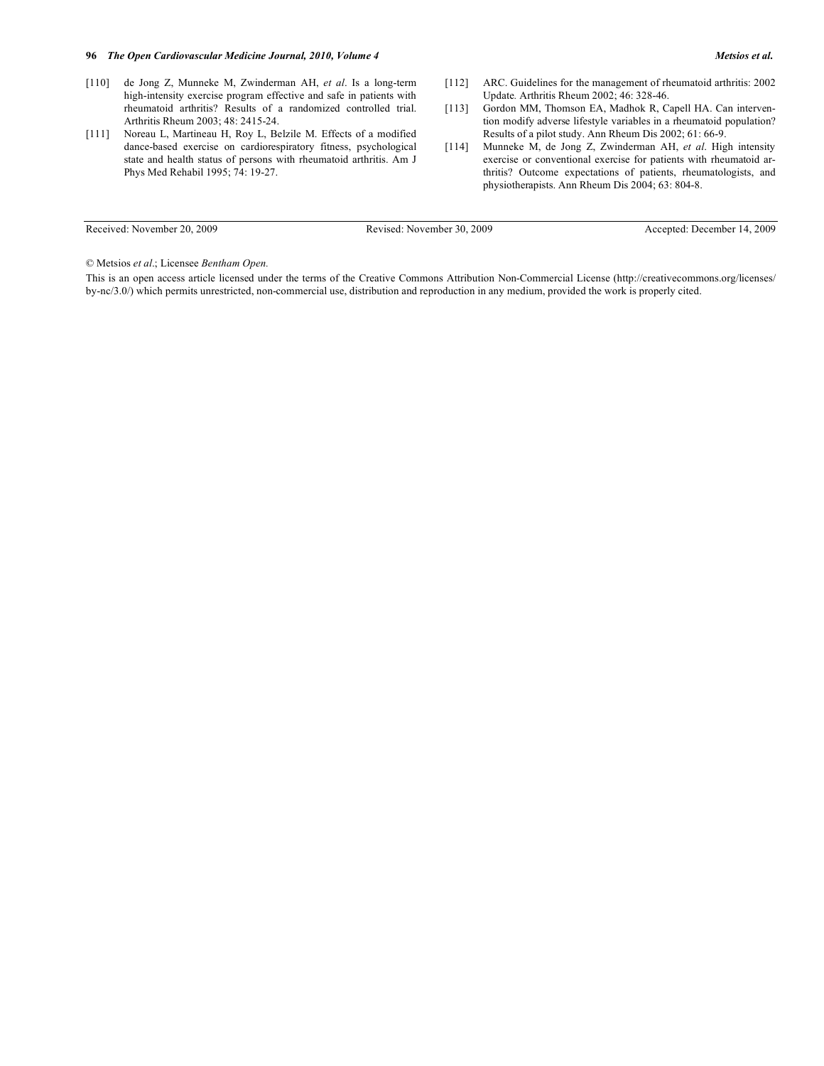[110] de Jong Z, Munneke M, Zwinderman AH, *et al*. Is a long-term high-intensity exercise program effective and safe in patients with rheumatoid arthritis? Results of a randomized controlled trial. Arthritis Rheum 2003; 48: 2415-24.

[111] Noreau L, Martineau H, Roy L, Belzile M. Effects of a modified dance-based exercise on cardiorespiratory fitness, psychological state and health status of persons with rheumatoid arthritis. Am J Phys Med Rehabil 1995; 74: 19-27.

[112] ARC. Guidelines for the management of rheumatoid arthritis: 2002 Update. Arthritis Rheum 2002; 46: 328-46.

[113] Gordon MM, Thomson EA, Madhok R, Capell HA. Can intervention modify adverse lifestyle variables in a rheumatoid population? Results of a pilot study. Ann Rheum Dis 2002; 61: 66-9.

[114] Munneke M, de Jong Z, Zwinderman AH, *et al*. High intensity exercise or conventional exercise for patients with rheumatoid arthritis? Outcome expectations of patients, rheumatologists, and physiotherapists. Ann Rheum Dis 2004; 63: 804-8.

Received: November 20, 2009 Revised: November 30, 2009 Accepted: December 14, 2009

© Metsios *et al*.; Licensee *Bentham Open.*

This is an open access article licensed under the terms of the Creative Commons Attribution Non-Commercial License (http://creativecommons.org/licenses/by-nc/3.0/) which permits unrestricted, non-commercial use, distribution and reproduction in any medium, provided the work is properly cited.